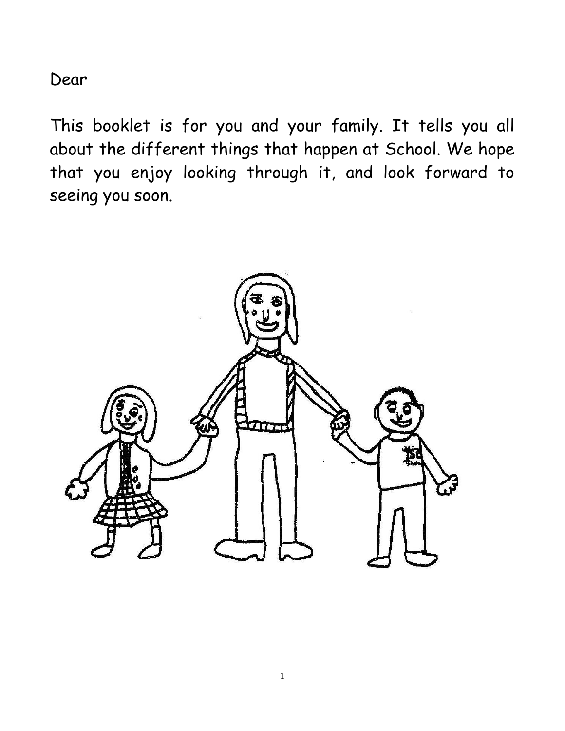Dear

This booklet is for you and your family. It tells you all about the different things that happen at School. We hope that you enjoy looking through it, and look forward to seeing you soon.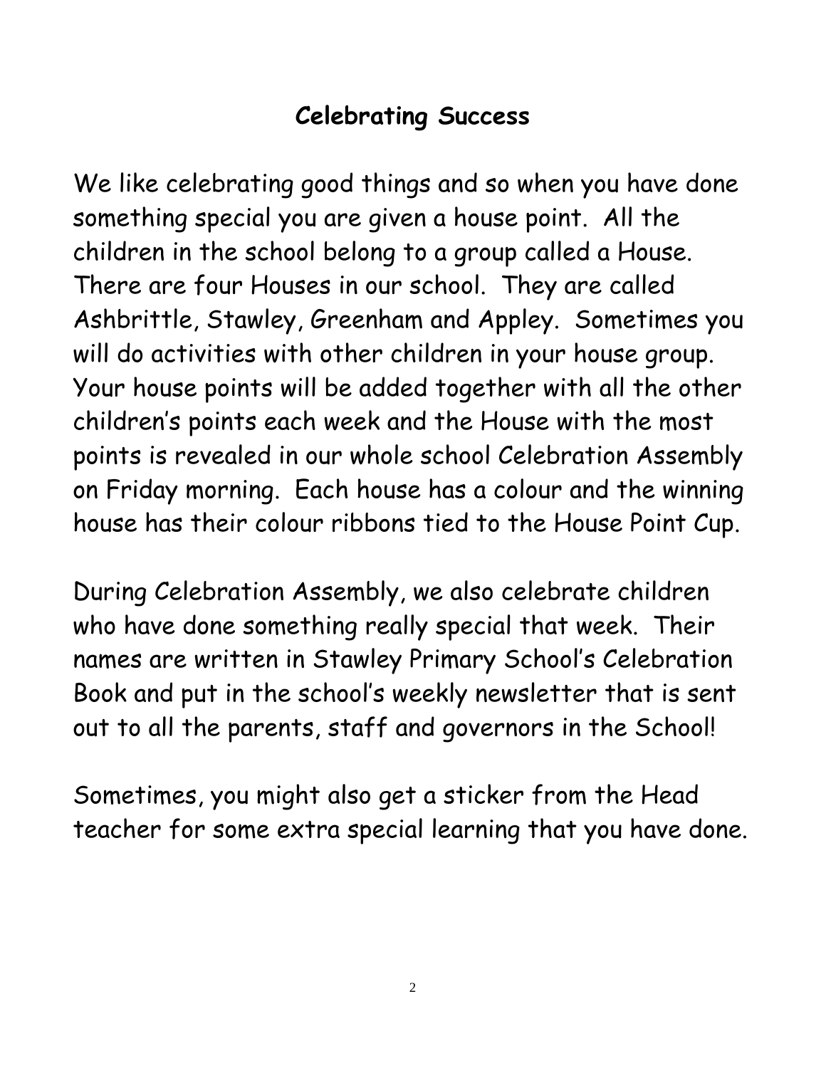## Celebrating Success

We like celebrating good things and so when you have done something special you are given a house point. All the children in the school belong to a group called a House. There are four Houses in our school. They are called Ashbrittle, Stawley, Greenham and Appley. Sometimes you will do activities with other children in your house group. Your house points will be added together with all the other children's points each week and the House with the most points is revealed in our whole school Celebration Assembly on Friday morning. Each house has a colour and the winning house has their colour ribbons tied to the House Point Cup.

During Celebration Assembly, we also celebrate children who have done something really special that week. Their names are written in Stawley Primary School's Celebration Book and put in the school's weekly newsletter that is sent out to all the parents, staff and governors in the School!

Sometimes, you might also get a sticker from the Head teacher for some extra special learning that you have done.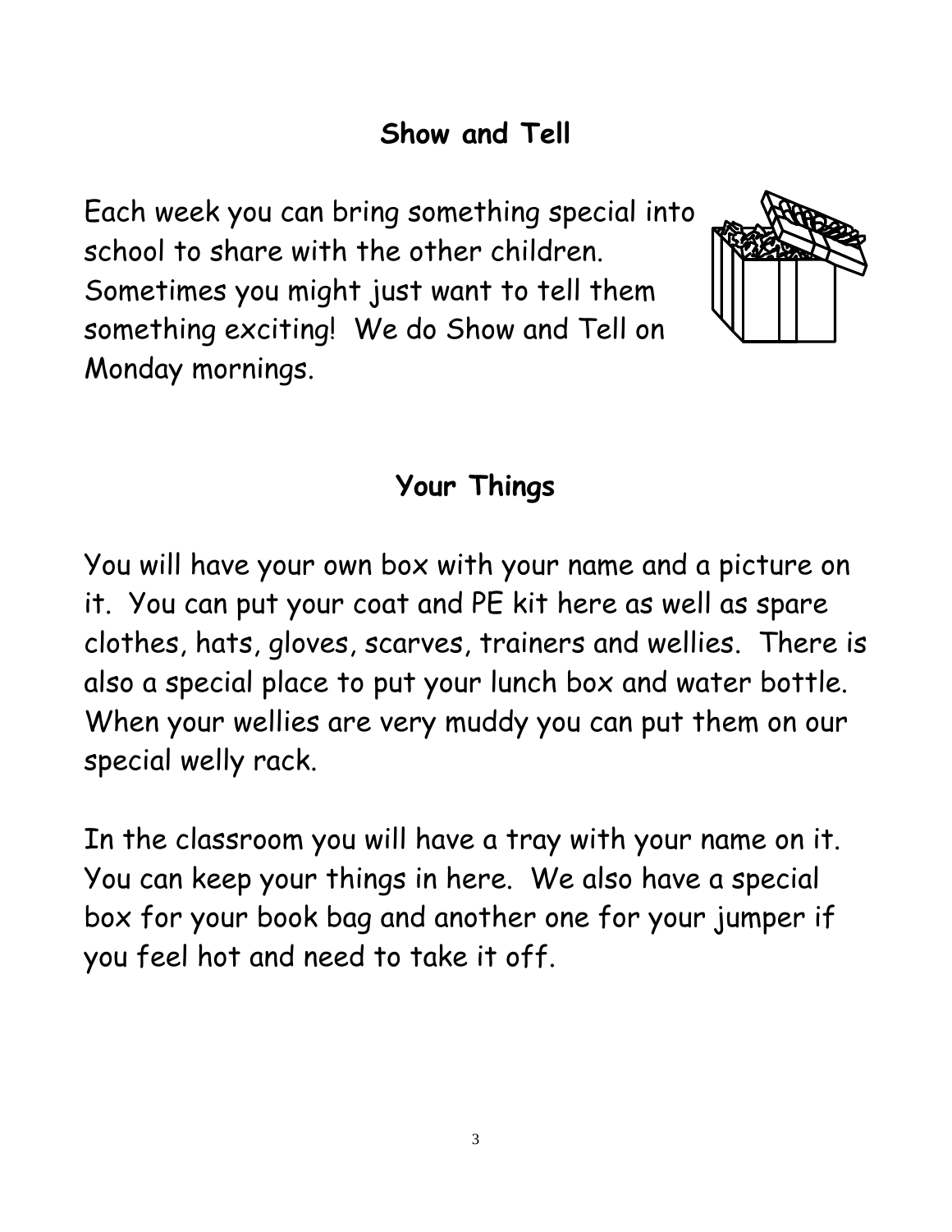## Show and Tell

Each week you can bring something special into school to share with the other children. Sometimes you might just want to tell them something exciting! We do Show and Tell on Monday mornings.

## Your Things

You will have your own box with your name and a picture on it. You can put your coat and PE kit here as well as spare clothes, hats, gloves, scarves, trainers and wellies. There is also a special place to put your lunch box and water bottle. When your wellies are very muddy you can put them on our special welly rack.

In the classroom you will have a tray with your name on it. You can keep your things in here. We also have a special box for your book bag and another one for your jumper if you feel hot and need to take it off.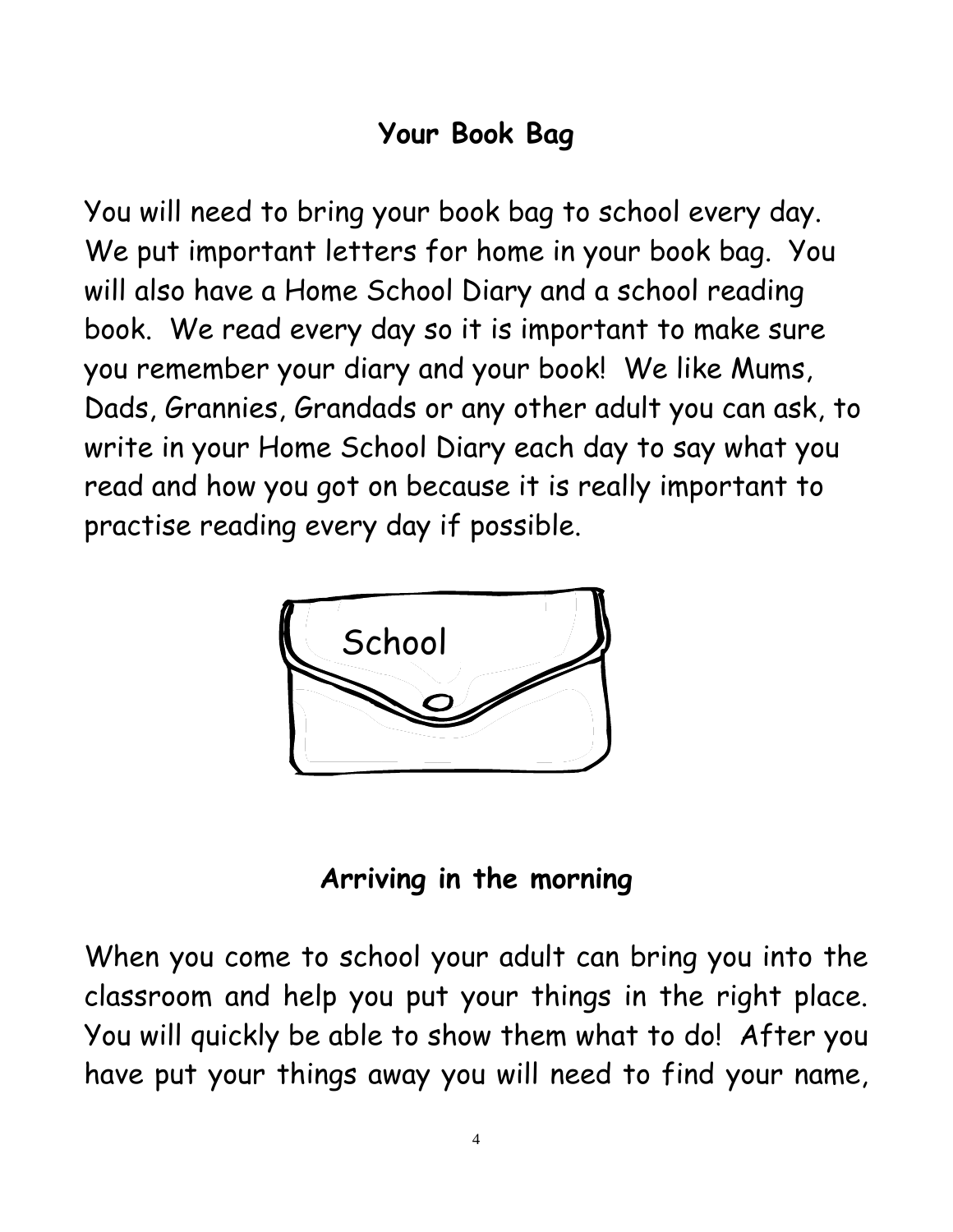## Your Book Bag

You will need to bring your book bag to school every day. We put important letters for home in your book bag. You will also have a Home School Diary and a school reading book. We read every day so it is important to make sure you remember your diary and your book! We like Mums, Dads, Grannies, Grandads or any other adult you can ask, to write in your Home School Diary each day to say what you read and how you got on because it is really important to practise reading every day if possible.

## Arriving in the morning

When you come to school your adult can bring you into the classroom and help you put your things in the right place. You will quickly be able to show them what to do! After you have put your things away you will need to find your name,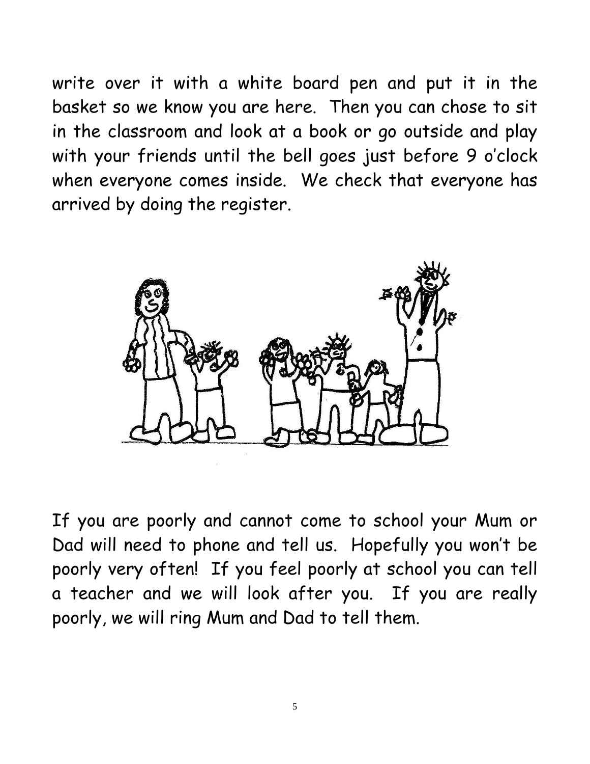write over it with a white board pen and put it in the basket so we know you are here. Then you can chose to sit in the classroom and look at a book or go outside and play with your friends until the bell goes just before 9 o'clock when everyone comes inside. We check that everyone has arrived by doing the register.

If you are poorly and cannot come to school your Mum or Dad will need to phone and tell us. Hopefully you won't be poorly very often! If you feel poorly at school you can tell a teacher and we will look after you. If you are really poorly, we will ring Mum and Dad to tell them.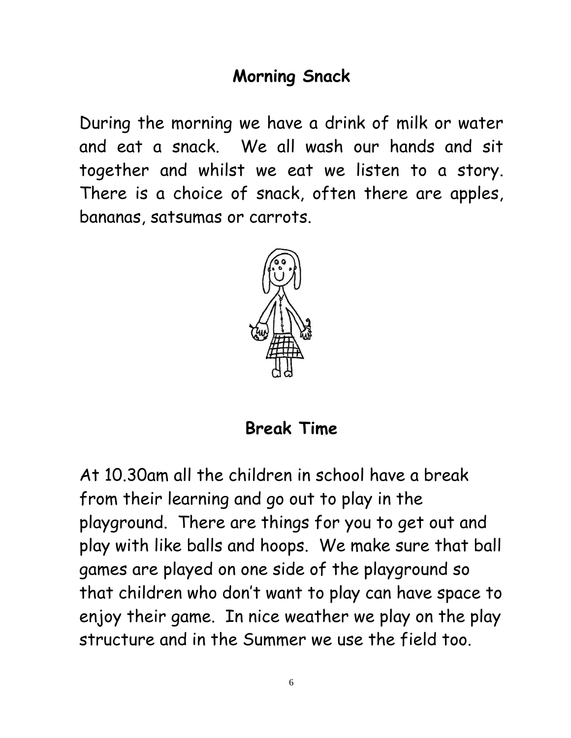## Morning Snack

During the morning we have a drink of milk or water and eat a snack.  We all wash our hands and sit together and whilst we eat we listen to a story. There is a choice of snack, often there are apples, bananas, satsumas or carrots.

## Break Time

At 10.30am all the children in school have a break from their learning and go out to play in the playground.  There are things for you to get out and play with like balls and hoops.  We make sure that ball games are played on one side of the playground so that children who don't want to play can have space to enjoy their game.  In nice weather we play on the play structure and in the Summer we use the field too.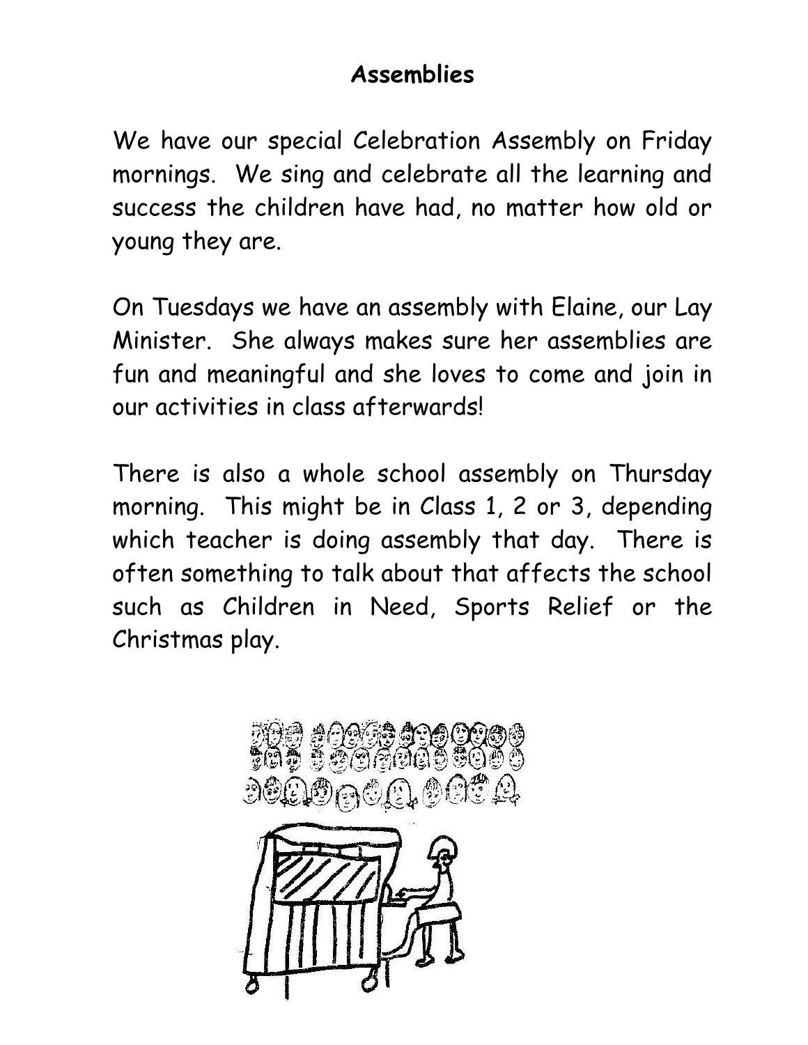# Assemblies

We have our special Celebration Assembly on Friday mornings. We sing and celebrate all the learning and success the children have had, no matter how old or young they are.

On Tuesdays we have an assembly with Elaine, our Lay Minister. She always makes sure her assemblies are fun and meaningful and she loves to come and join in our activities in class afterwards!

There is also a whole school assembly on Thursday morning. This might be in Class 1, 2 or 3, depending which teacher is doing assembly that day. There is often something to talk about that affects the school such as Children in Need, Sports Relief or the Christmas play.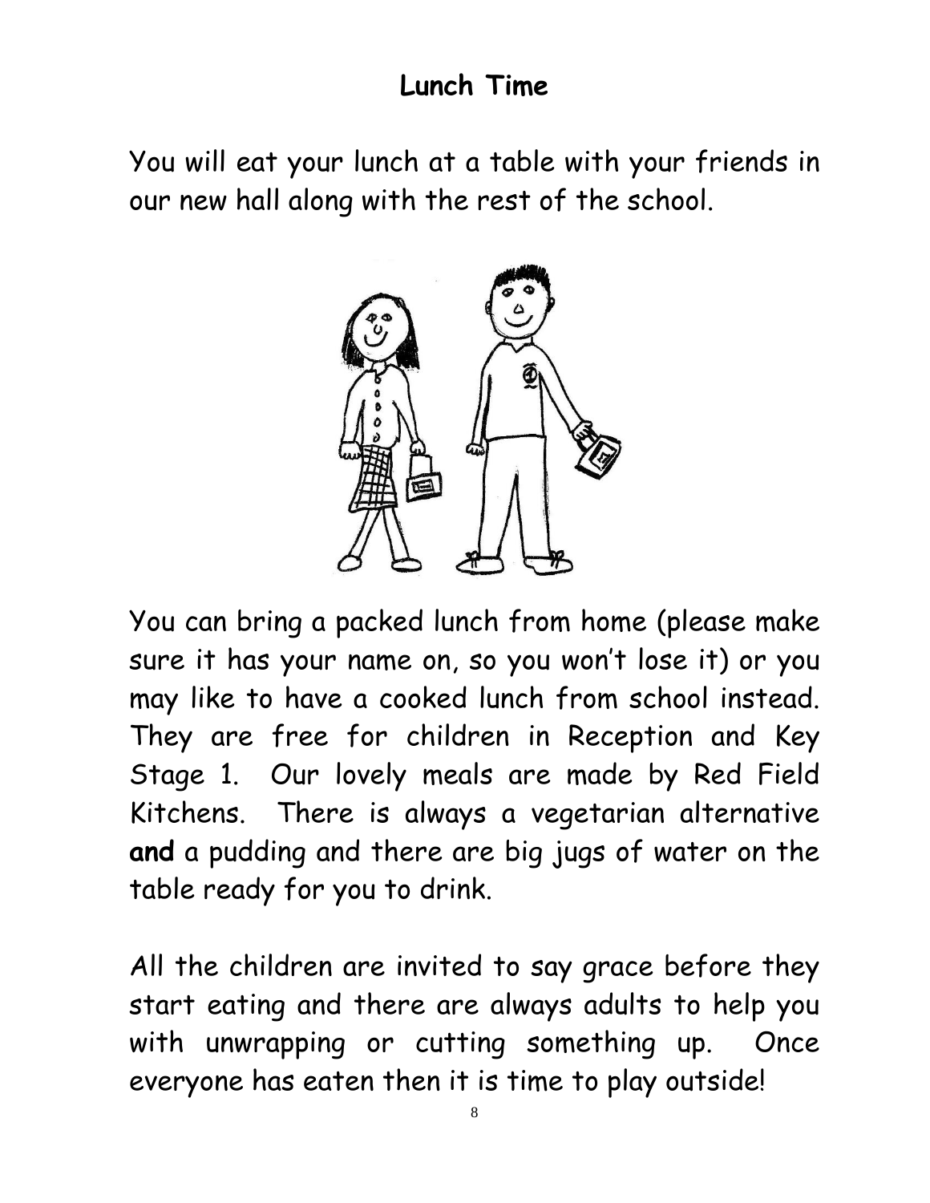## Lunch Time

You will eat your lunch at a table with your friends in our new hall along with the rest of the school.

You can bring a packed lunch from home (please make sure it has your name on, so you won't lose it) or you may like to have a cooked lunch from school instead. They are free for children in Reception and Key Stage 1. Our lovely meals are made by Red Field Kitchens. There is always a vegetarian alternative **and** a pudding and there are big jugs of water on the table ready for you to drink.

All the children are invited to say grace before they start eating and there are always adults to help you with unwrapping or cutting something up. Once everyone has eaten then it is time to play outside!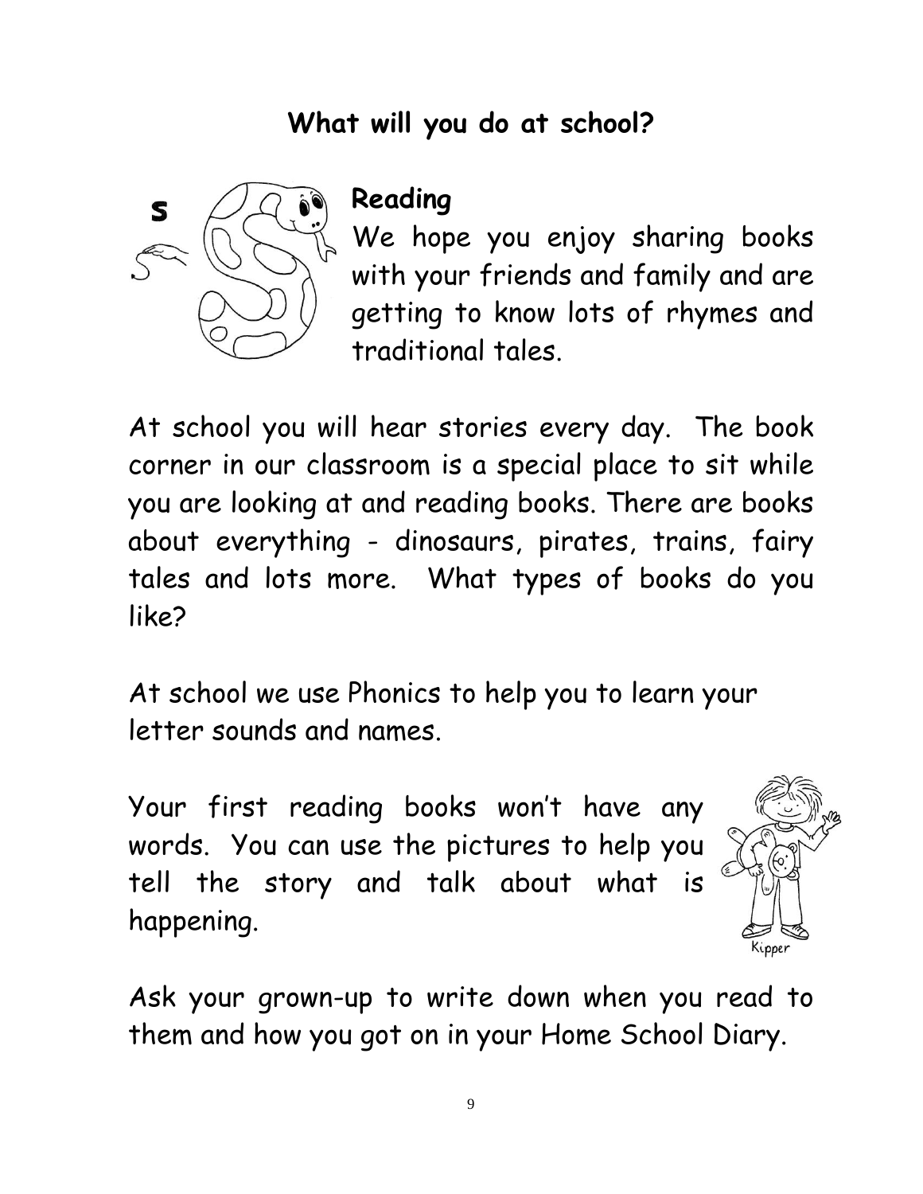# What will you do at school?

## Reading

We hope you enjoy sharing books with your friends and family and are getting to know lots of rhymes and traditional tales.

At school you will hear stories every day. The book corner in our classroom is a special place to sit while you are looking at and reading books. There are books about everything - dinosaurs, pirates, trains, fairy tales and lots more. What types of books do you like?

At school we use Phonics to help you to learn your letter sounds and names.

Your first reading books won't have any words. You can use the pictures to help you tell the story and talk about what is happening.

Ask your grown-up to write down when you read to them and how you got on in your Home School Diary.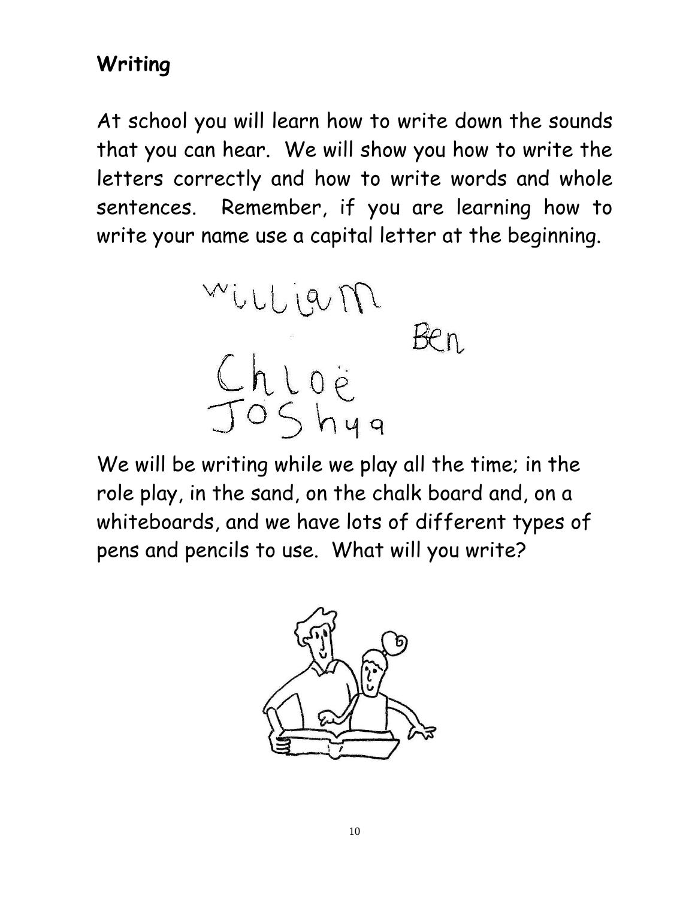## Writing

At school you will learn how to write down the sounds that you can hear. We will show you how to write the letters correctly and how to write words and whole sentences. Remember, if you are learning how to write your name use a capital letter at the beginning.

We will be writing while we play all the time; in the role play, in the sand, on the chalk board and, on a whiteboards, and we have lots of different types of pens and pencils to use. What will you write?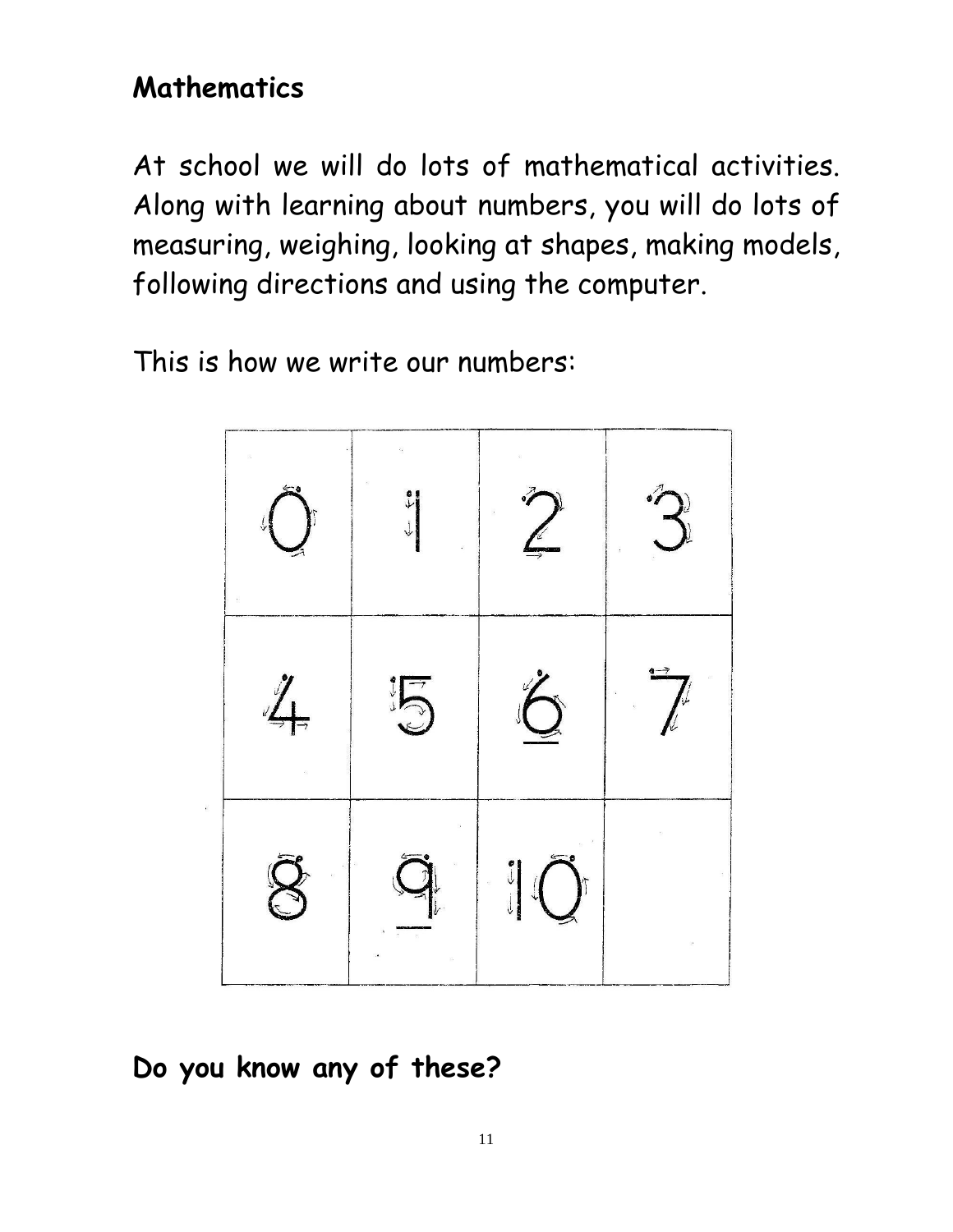## Mathematics

At school we will do lots of mathematical activities. Along with learning about numbers, you will do lots of measuring, weighing, looking at shapes, making models, following directions and using the computer.

This is how we write our numbers:

| 0 | 1 | 2 | 3 |
| --- | --- | --- | --- |
| 4 | 5 | 6 | 7 |
| 8 | 9 | 10 | |

**Do you know any of these?**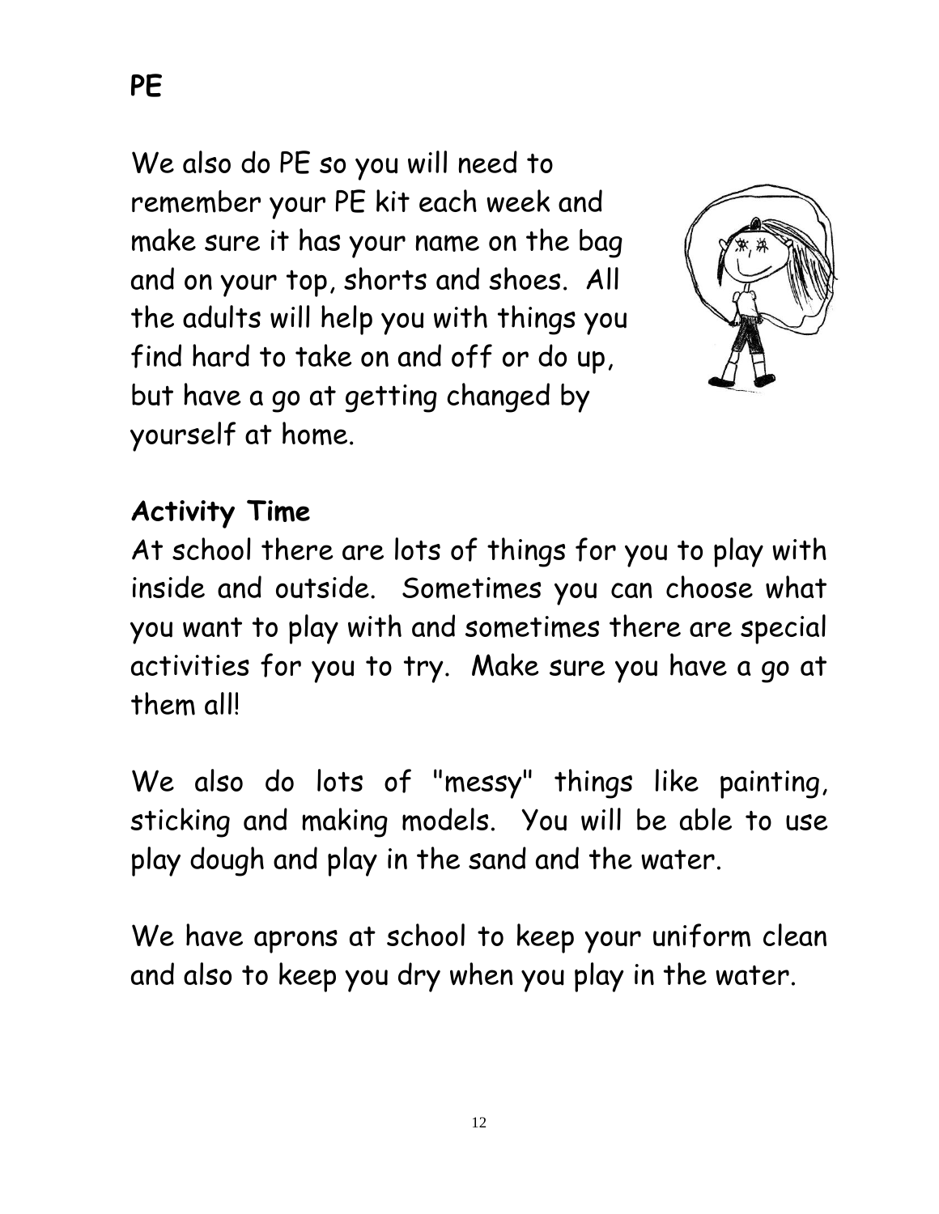## PE

We also do PE so you will need to remember your PE kit each week and make sure it has your name on the bag and on your top, shorts and shoes. All the adults will help you with things you find hard to take on and off or do up, but have a go at getting changed by yourself at home.

## Activity Time

At school there are lots of things for you to play with inside and outside. Sometimes you can choose what you want to play with and sometimes there are special activities for you to try. Make sure you have a go at them all!

We also do lots of "messy" things like painting, sticking and making models. You will be able to use play dough and play in the sand and the water.

We have aprons at school to keep your uniform clean and also to keep you dry when you play in the water.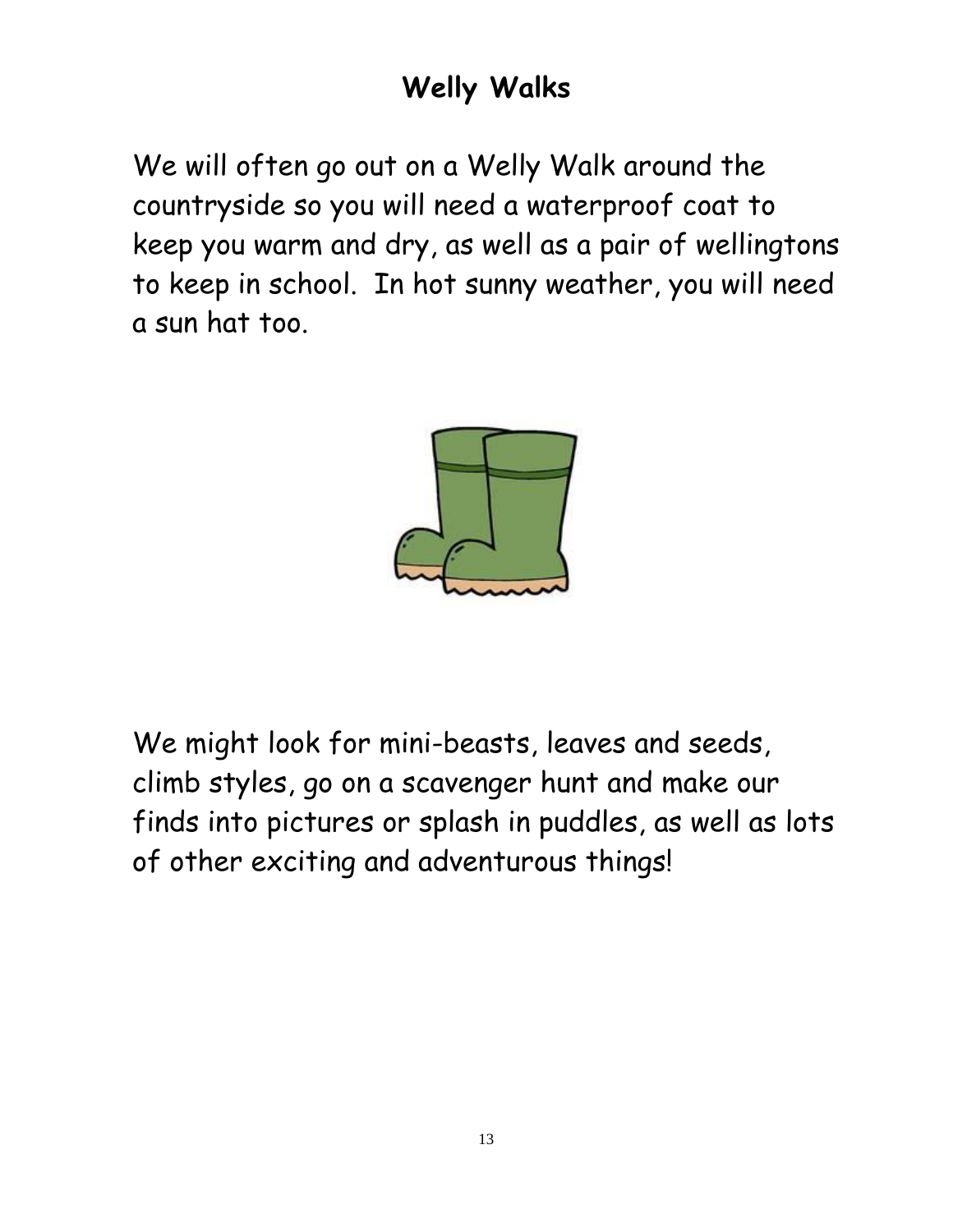# Welly Walks

We will often go out on a Welly Walk around the countryside so you will need a waterproof coat to keep you warm and dry, as well as a pair of wellingtons to keep in school. In hot sunny weather, you will need a sun hat too.

We might look for mini-beasts, leaves and seeds, climb styles, go on a scavenger hunt and make our finds into pictures or splash in puddles, as well as lots of other exciting and adventurous things!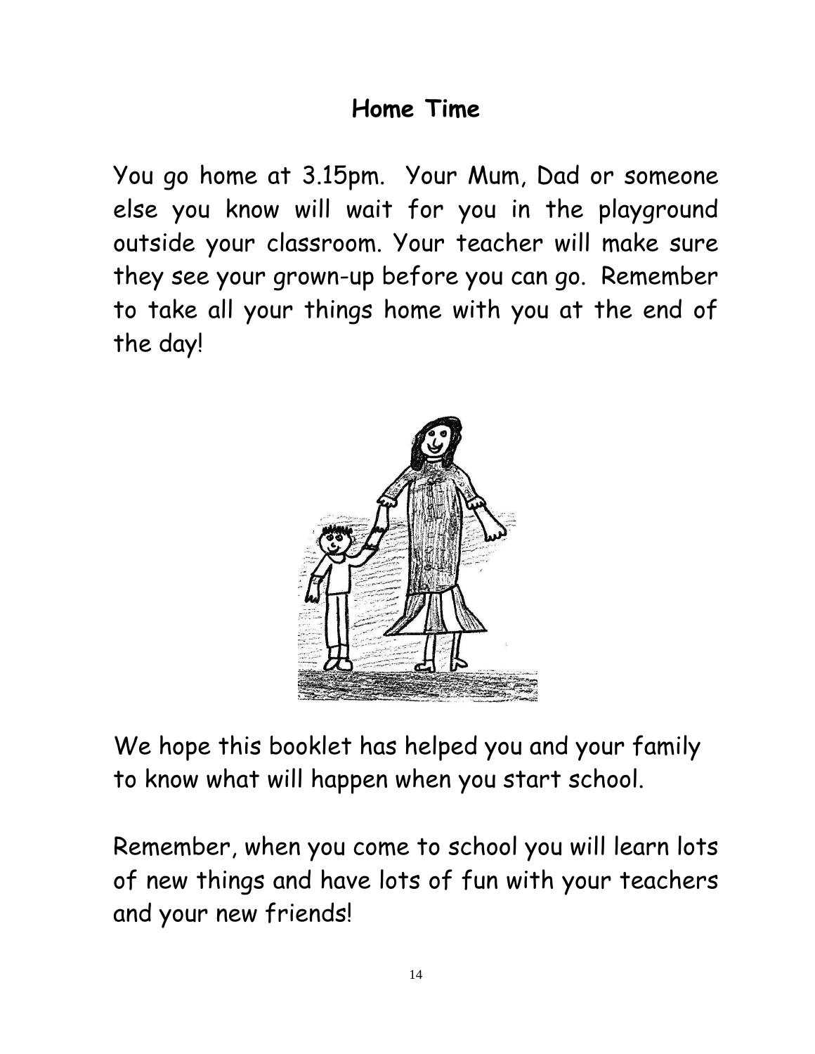## Home Time

You go home at 3.15pm. Your Mum, Dad or someone else you know will wait for you in the playground outside your classroom. Your teacher will make sure they see your grown-up before you can go. Remember to take all your things home with you at the end of the day!

We hope this booklet has helped you and your family to know what will happen when you start school.

Remember, when you come to school you will learn lots of new things and have lots of fun with your teachers and your new friends!